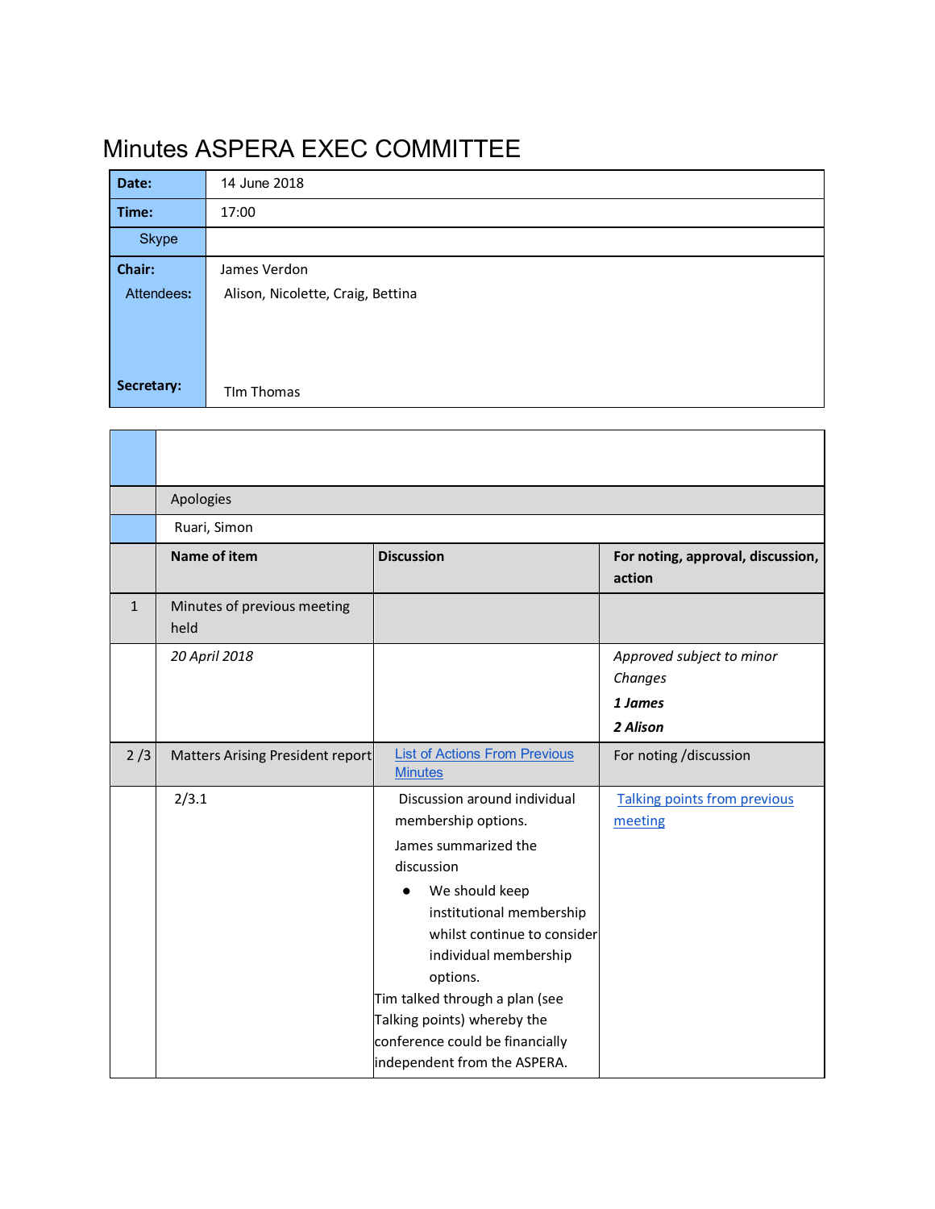# Minutes ASPERA EXEC COMMITTEE

| | |
|---|---|
| **Date:** | 14 June 2018 |
| **Time:** | 17:00 |
| Skype | |
| **Chair:** | James Verdon |
| Attendees: | Alison, Nicolette, Craig, Bettina |
| **Secretary:** | TIm Thomas |

| | | | |
|---|---|---|---|
| | | | |
| | Apologies | | |
| | Ruari, Simon | | |
| | **Name of item** | **Discussion** | **For noting, approval, discussion, action** |
| 1 | Minutes of previous meeting held | | |
| | *20 April 2018* | | *Approved subject to minor Changes*<br>***1 James***<br>***2 Alison*** |
| 2 /3 | Matters Arising President report | [List of Actions From Previous Minutes]() | For noting /discussion |
| | 2/3.1 | Discussion around individual membership options.<br>James summarized the discussion<br>● We should keep institutional membership whilst continue to consider individual membership options.<br>Tim talked through a plan (see Talking points) whereby the conference could be financially independent from the ASPERA. | [Talking points from previous meeting]() |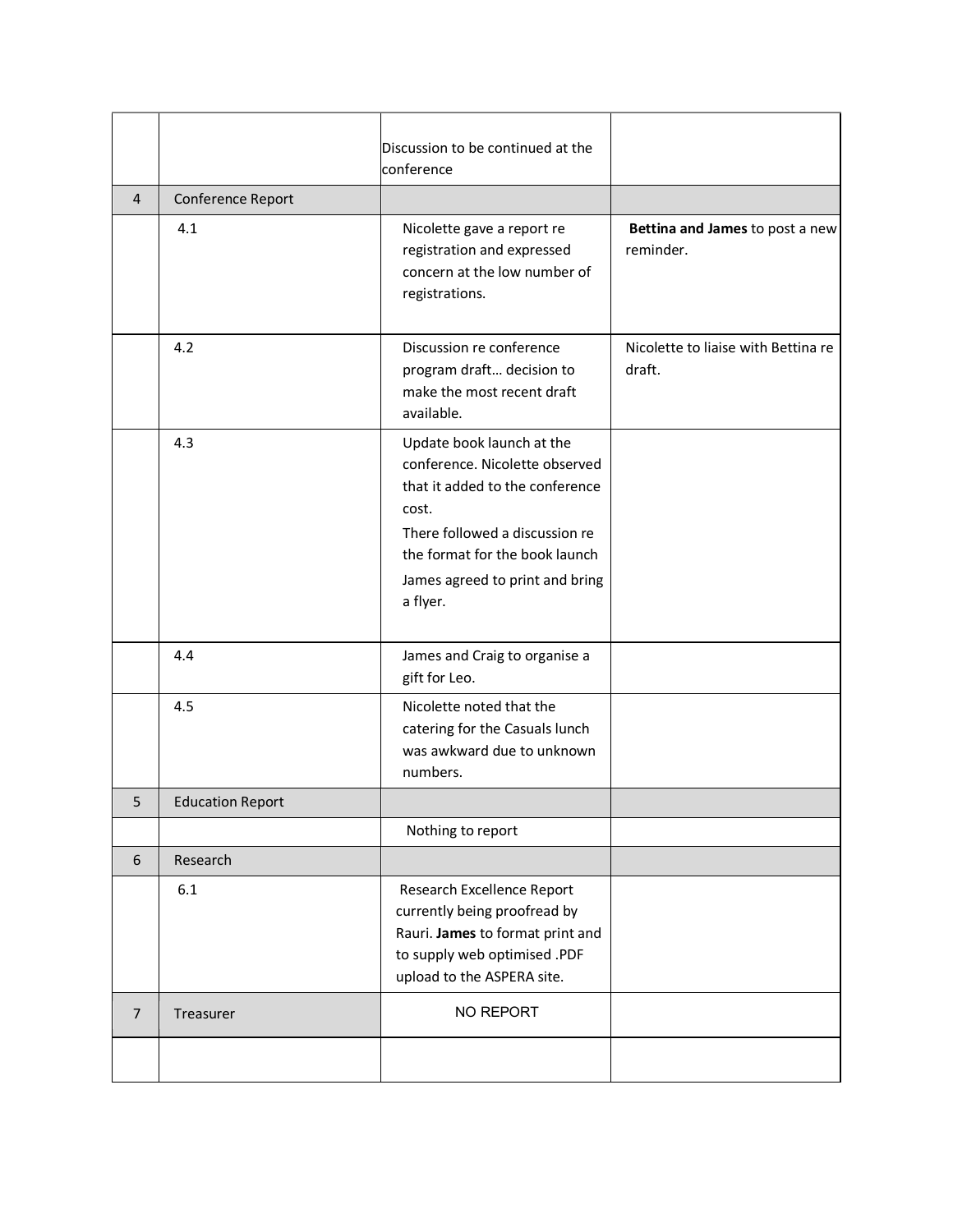| | | | |
|---|---|---|---|
| | | Discussion to be continued at the conference | |
| 4 | Conference Report | | |
| | 4.1 | Nicolette gave a report re registration and expressed concern at the low number of registrations. | **Bettina and James** to post a new reminder. |
| | 4.2 | Discussion re conference program draft… decision to make the most recent draft available. | Nicolette to liaise with Bettina re draft. |
| | 4.3 | Update book launch at the conference. Nicolette observed that it added to the conference cost.<br>There followed a discussion re the format for the book launch<br>James agreed to print and bring a flyer. | |
| | 4.4 | James and Craig to organise a gift for Leo. | |
| | 4.5 | Nicolette noted that the catering for the Casuals lunch was awkward due to unknown numbers. | |
| 5 | Education Report | | |
| | | Nothing to report | |
| 6 | Research | | |
| | 6.1 | Research Excellence Report currently being proofread by Rauri. **James** to format print and to supply web optimised .PDF upload to the ASPERA site. | |
| 7 | Treasurer | NO REPORT | |
| | | | |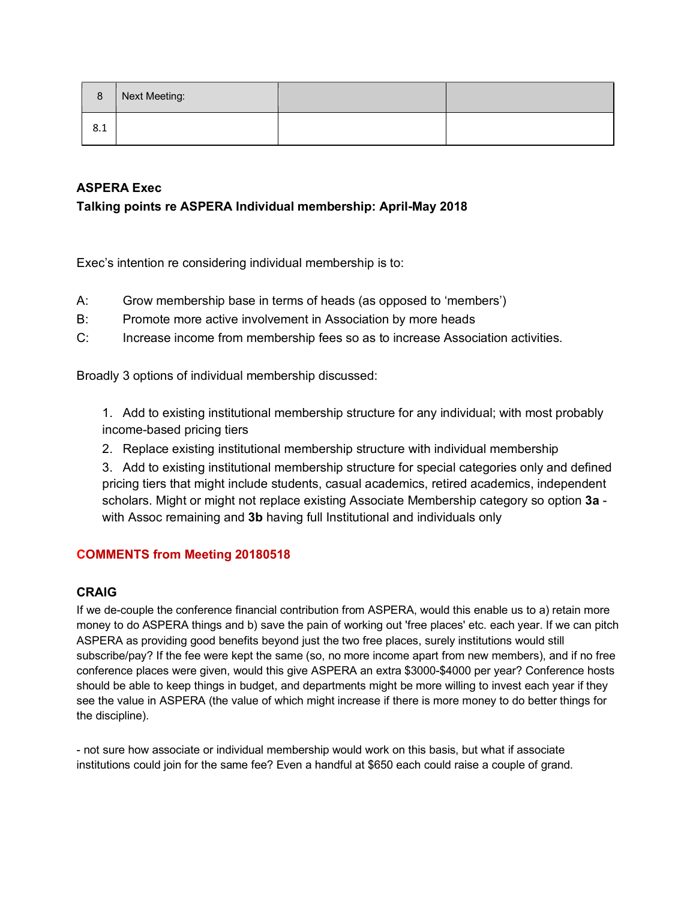| 8 | Next Meeting: | | |
|---|---|---|---|
| 8.1 | | | |

**ASPERA Exec**
**Talking points re ASPERA Individual membership: April-May 2018**

Exec's intention re considering individual membership is to:

A: Grow membership base in terms of heads (as opposed to 'members')
B: Promote more active involvement in Association by more heads
C: Increase income from membership fees so as to increase Association activities.

Broadly 3 options of individual membership discussed:

1. Add to existing institutional membership structure for any individual; with most probably income-based pricing tiers
2. Replace existing institutional membership structure with individual membership
3. Add to existing institutional membership structure for special categories only and defined pricing tiers that might include students, casual academics, retired academics, independent scholars. Might or might not replace existing Associate Membership category so option **3a** - with Assoc remaining and **3b** having full Institutional and individuals only

### COMMENTS from Meeting 20180518

**CRAIG**

If we de-couple the conference financial contribution from ASPERA, would this enable us to a) retain more money to do ASPERA things and b) save the pain of working out 'free places' etc. each year. If we can pitch ASPERA as providing good benefits beyond just the two free places, surely institutions would still subscribe/pay? If the fee were kept the same (so, no more income apart from new members), and if no free conference places were given, would this give ASPERA an extra $3000-$4000 per year? Conference hosts should be able to keep things in budget, and departments might be more willing to invest each year if they see the value in ASPERA (the value of which might increase if there is more money to do better things for the discipline).

- not sure how associate or individual membership would work on this basis, but what if associate institutions could join for the same fee? Even a handful at $650 each could raise a couple of grand.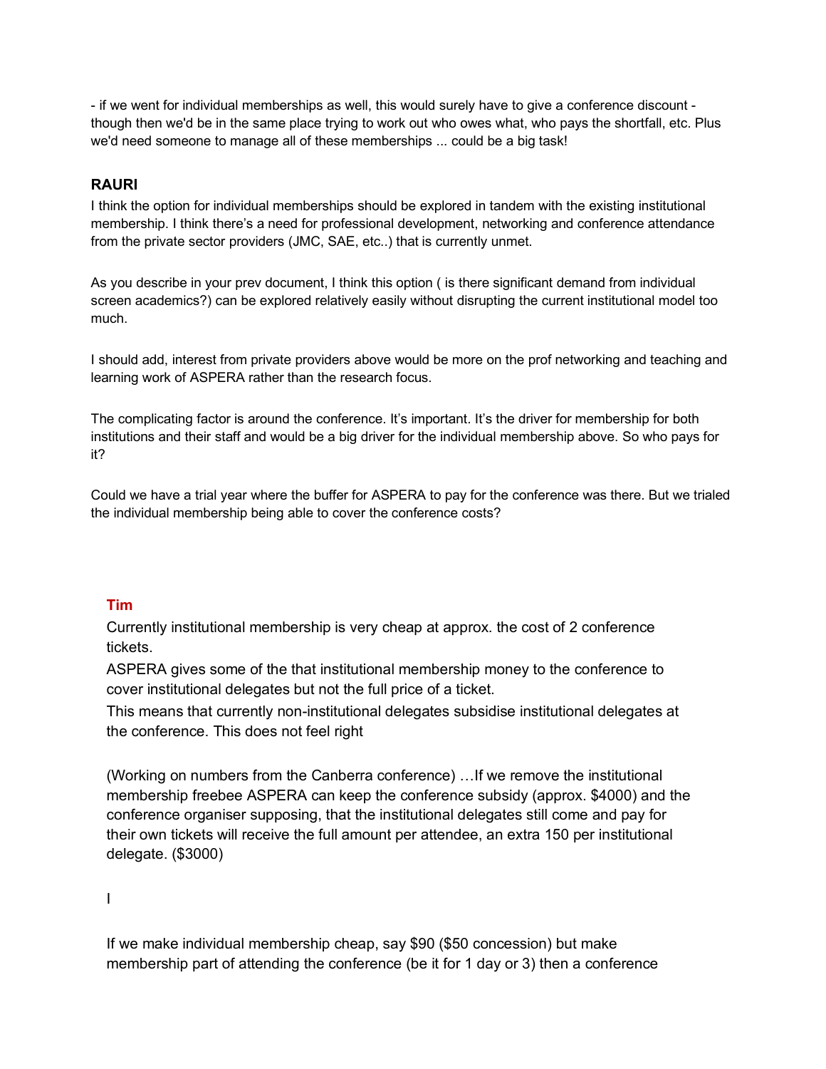- if we went for individual memberships as well, this would surely have to give a conference discount - though then we'd be in the same place trying to work out who owes what, who pays the shortfall, etc. Plus we'd need someone to manage all of these memberships ... could be a big task!

### RAURI

I think the option for individual memberships should be explored in tandem with the existing institutional membership. I think there's a need for professional development, networking and conference attendance from the private sector providers (JMC, SAE, etc..) that is currently unmet.

As you describe in your prev document, I think this option ( is there significant demand from individual screen academics?) can be explored relatively easily without disrupting the current institutional model too much.

I should add, interest from private providers above would be more on the prof networking and teaching and learning work of ASPERA rather than the research focus.

The complicating factor is around the conference. It's important. It's the driver for membership for both institutions and their staff and would be a big driver for the individual membership above. So who pays for it?

Could we have a trial year where the buffer for ASPERA to pay for the conference was there. But we trialed the individual membership being able to cover the conference costs?

### Tim

Currently institutional membership is very cheap at approx. the cost of 2 conference tickets.

ASPERA gives some of the that institutional membership money to the conference to cover institutional delegates but not the full price of a ticket.

This means that currently non-institutional delegates subsidise institutional delegates at the conference. This does not feel right

(Working on numbers from the Canberra conference) …If we remove the institutional membership freebee ASPERA can keep the conference subsidy (approx. $4000) and the conference organiser supposing, that the institutional delegates still come and pay for their own tickets will receive the full amount per attendee, an extra 150 per institutional delegate. ($3000)

I

If we make individual membership cheap, say $90 ($50 concession) but make membership part of attending the conference (be it for 1 day or 3) then a conference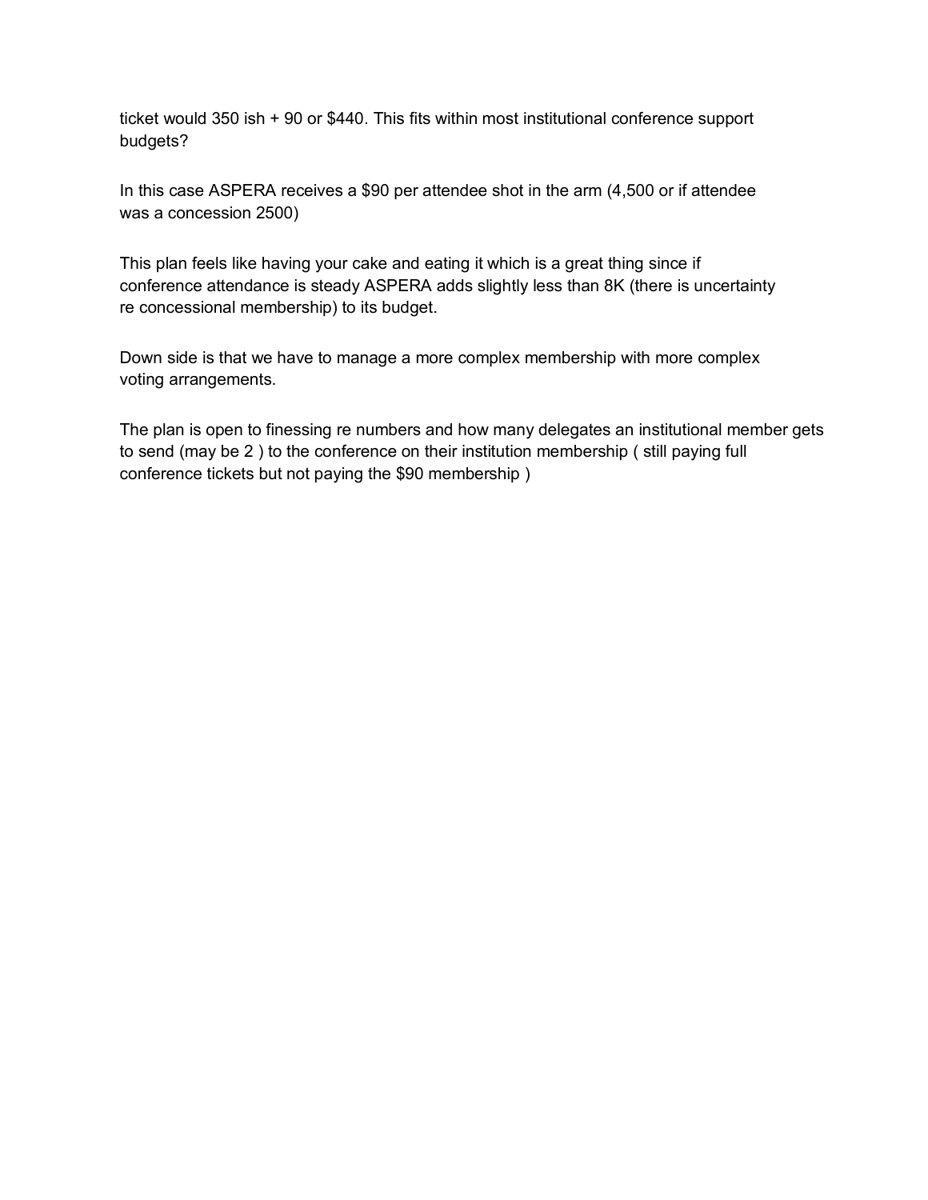ticket would 350 ish + 90 or $440. This fits within most institutional conference support budgets?

In this case ASPERA receives a $90 per attendee shot in the arm (4,500 or if attendee was a concession 2500)

This plan feels like having your cake and eating it which is a great thing since if conference attendance is steady ASPERA adds slightly less than 8K (there is uncertainty re concessional membership) to its budget.

Down side is that we have to manage a more complex membership with more complex voting arrangements.

The plan is open to finessing re numbers and how many delegates an institutional member gets to send (may be 2 ) to the conference on their institution membership ( still paying full conference tickets but not paying the $90 membership )